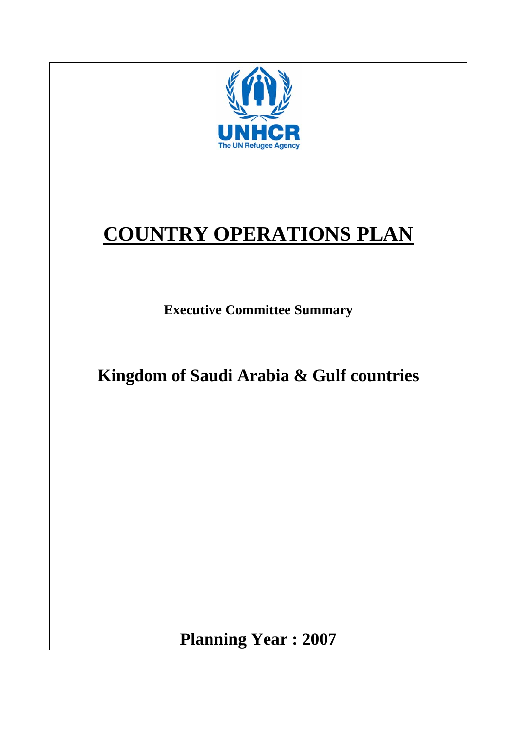UNHCR
The UN Refugee Agency

# COUNTRY OPERATIONS PLAN

**Executive Committee Summary**

## Kingdom of Saudi Arabia & Gulf countries

**Planning Year : 2007**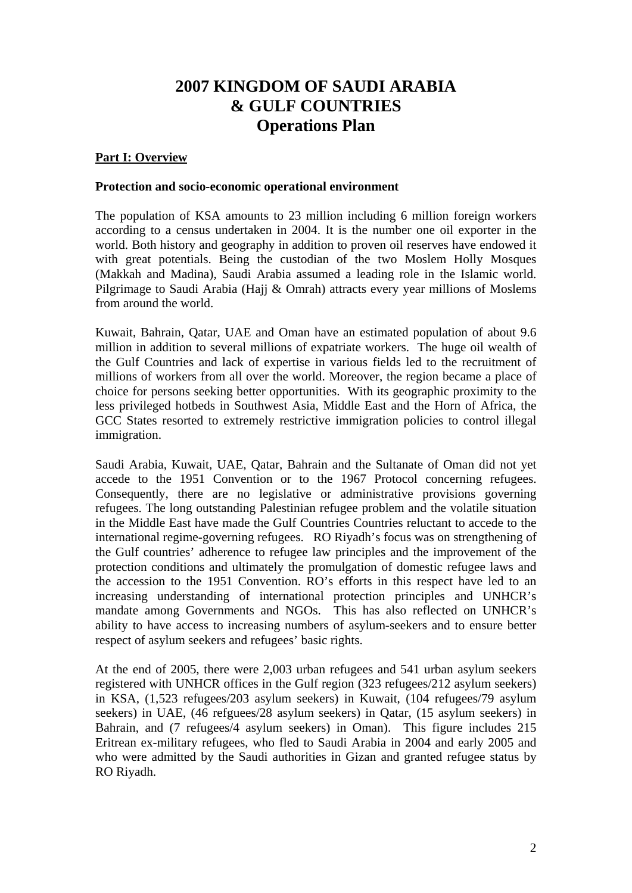# 2007 KINGDOM OF SAUDI ARABIA & GULF COUNTRIES Operations Plan

## Part I: Overview

### Protection and socio-economic operational environment

The population of KSA amounts to 23 million including 6 million foreign workers according to a census undertaken in 2004. It is the number one oil exporter in the world. Both history and geography in addition to proven oil reserves have endowed it with great potentials. Being the custodian of the two Moslem Holly Mosques (Makkah and Madina), Saudi Arabia assumed a leading role in the Islamic world. Pilgrimage to Saudi Arabia (Hajj & Omrah) attracts every year millions of Moslems from around the world.

Kuwait, Bahrain, Qatar, UAE and Oman have an estimated population of about 9.6 million in addition to several millions of expatriate workers. The huge oil wealth of the Gulf Countries and lack of expertise in various fields led to the recruitment of millions of workers from all over the world. Moreover, the region became a place of choice for persons seeking better opportunities. With its geographic proximity to the less privileged hotbeds in Southwest Asia, Middle East and the Horn of Africa, the GCC States resorted to extremely restrictive immigration policies to control illegal immigration.

Saudi Arabia, Kuwait, UAE, Qatar, Bahrain and the Sultanate of Oman did not yet accede to the 1951 Convention or to the 1967 Protocol concerning refugees. Consequently, there are no legislative or administrative provisions governing refugees. The long outstanding Palestinian refugee problem and the volatile situation in the Middle East have made the Gulf Countries Countries reluctant to accede to the international regime-governing refugees. RO Riyadh's focus was on strengthening of the Gulf countries' adherence to refugee law principles and the improvement of the protection conditions and ultimately the promulgation of domestic refugee laws and the accession to the 1951 Convention. RO's efforts in this respect have led to an increasing understanding of international protection principles and UNHCR's mandate among Governments and NGOs. This has also reflected on UNHCR's ability to have access to increasing numbers of asylum-seekers and to ensure better respect of asylum seekers and refugees' basic rights.

At the end of 2005, there were 2,003 urban refugees and 541 urban asylum seekers registered with UNHCR offices in the Gulf region (323 refugees/212 asylum seekers) in KSA, (1,523 refugees/203 asylum seekers) in Kuwait, (104 refugees/79 asylum seekers) in UAE, (46 refguees/28 asylum seekers) in Qatar, (15 asylum seekers) in Bahrain, and (7 refugees/4 asylum seekers) in Oman). This figure includes 215 Eritrean ex-military refugees, who fled to Saudi Arabia in 2004 and early 2005 and who were admitted by the Saudi authorities in Gizan and granted refugee status by RO Riyadh.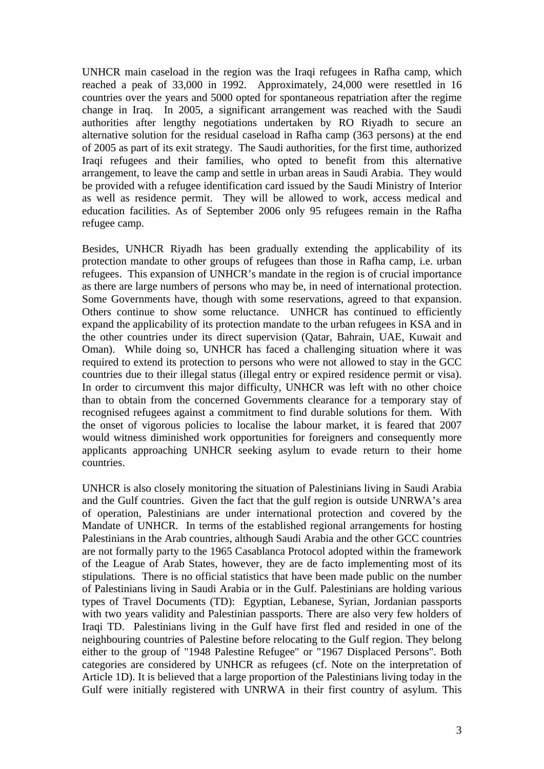UNHCR main caseload in the region was the Iraqi refugees in Rafha camp, which reached a peak of 33,000 in 1992. Approximately, 24,000 were resettled in 16 countries over the years and 5000 opted for spontaneous repatriation after the regime change in Iraq. In 2005, a significant arrangement was reached with the Saudi authorities after lengthy negotiations undertaken by RO Riyadh to secure an alternative solution for the residual caseload in Rafha camp (363 persons) at the end of 2005 as part of its exit strategy. The Saudi authorities, for the first time, authorized Iraqi refugees and their families, who opted to benefit from this alternative arrangement, to leave the camp and settle in urban areas in Saudi Arabia. They would be provided with a refugee identification card issued by the Saudi Ministry of Interior as well as residence permit. They will be allowed to work, access medical and education facilities. As of September 2006 only 95 refugees remain in the Rafha refugee camp.

Besides, UNHCR Riyadh has been gradually extending the applicability of its protection mandate to other groups of refugees than those in Rafha camp, i.e. urban refugees. This expansion of UNHCR's mandate in the region is of crucial importance as there are large numbers of persons who may be, in need of international protection. Some Governments have, though with some reservations, agreed to that expansion. Others continue to show some reluctance. UNHCR has continued to efficiently expand the applicability of its protection mandate to the urban refugees in KSA and in the other countries under its direct supervision (Qatar, Bahrain, UAE, Kuwait and Oman). While doing so, UNHCR has faced a challenging situation where it was required to extend its protection to persons who were not allowed to stay in the GCC countries due to their illegal status (illegal entry or expired residence permit or visa). In order to circumvent this major difficulty, UNHCR was left with no other choice than to obtain from the concerned Governments clearance for a temporary stay of recognised refugees against a commitment to find durable solutions for them. With the onset of vigorous policies to localise the labour market, it is feared that 2007 would witness diminished work opportunities for foreigners and consequently more applicants approaching UNHCR seeking asylum to evade return to their home countries.

UNHCR is also closely monitoring the situation of Palestinians living in Saudi Arabia and the Gulf countries. Given the fact that the gulf region is outside UNRWA's area of operation, Palestinians are under international protection and covered by the Mandate of UNHCR. In terms of the established regional arrangements for hosting Palestinians in the Arab countries, although Saudi Arabia and the other GCC countries are not formally party to the 1965 Casablanca Protocol adopted within the framework of the League of Arab States, however, they are de facto implementing most of its stipulations. There is no official statistics that have been made public on the number of Palestinians living in Saudi Arabia or in the Gulf. Palestinians are holding various types of Travel Documents (TD): Egyptian, Lebanese, Syrian, Jordanian passports with two years validity and Palestinian passports. There are also very few holders of Iraqi TD. Palestinians living in the Gulf have first fled and resided in one of the neighbouring countries of Palestine before relocating to the Gulf region. They belong either to the group of "1948 Palestine Refugee" or "1967 Displaced Persons". Both categories are considered by UNHCR as refugees (cf. Note on the interpretation of Article 1D). It is believed that a large proportion of the Palestinians living today in the Gulf were initially registered with UNRWA in their first country of asylum. This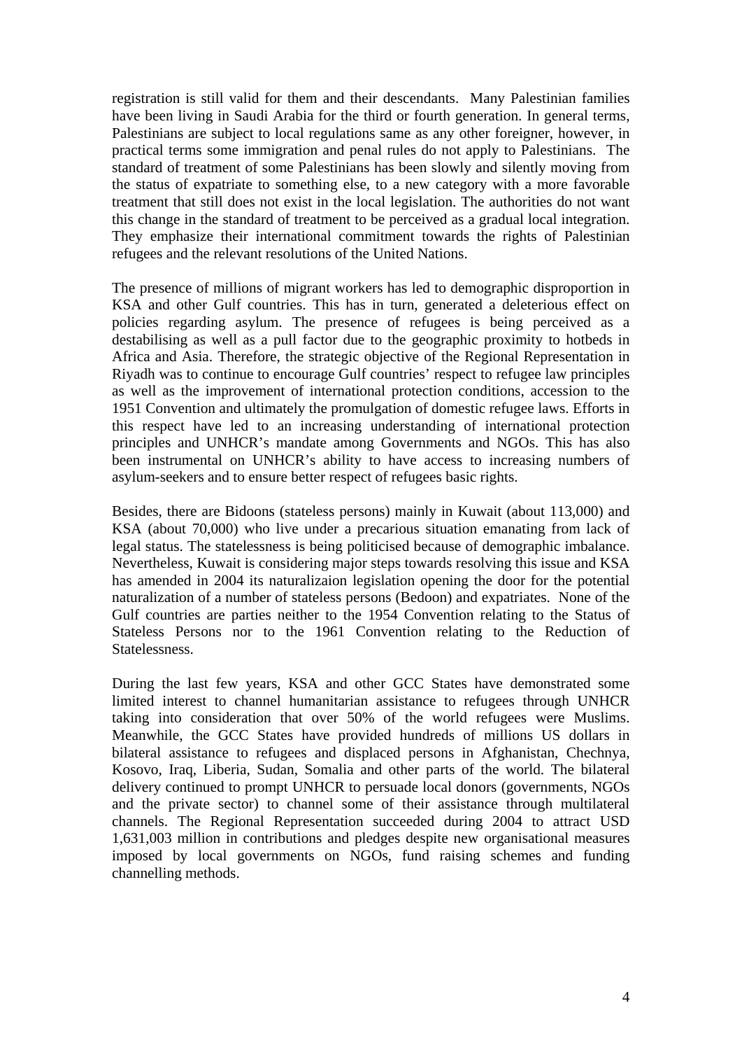registration is still valid for them and their descendants. Many Palestinian families have been living in Saudi Arabia for the third or fourth generation. In general terms, Palestinians are subject to local regulations same as any other foreigner, however, in practical terms some immigration and penal rules do not apply to Palestinians. The standard of treatment of some Palestinians has been slowly and silently moving from the status of expatriate to something else, to a new category with a more favorable treatment that still does not exist in the local legislation. The authorities do not want this change in the standard of treatment to be perceived as a gradual local integration. They emphasize their international commitment towards the rights of Palestinian refugees and the relevant resolutions of the United Nations.

The presence of millions of migrant workers has led to demographic disproportion in KSA and other Gulf countries. This has in turn, generated a deleterious effect on policies regarding asylum. The presence of refugees is being perceived as a destabilising as well as a pull factor due to the geographic proximity to hotbeds in Africa and Asia. Therefore, the strategic objective of the Regional Representation in Riyadh was to continue to encourage Gulf countries' respect to refugee law principles as well as the improvement of international protection conditions, accession to the 1951 Convention and ultimately the promulgation of domestic refugee laws. Efforts in this respect have led to an increasing understanding of international protection principles and UNHCR's mandate among Governments and NGOs. This has also been instrumental on UNHCR's ability to have access to increasing numbers of asylum-seekers and to ensure better respect of refugees basic rights.

Besides, there are Bidoons (stateless persons) mainly in Kuwait (about 113,000) and KSA (about 70,000) who live under a precarious situation emanating from lack of legal status. The statelessness is being politicised because of demographic imbalance. Nevertheless, Kuwait is considering major steps towards resolving this issue and KSA has amended in 2004 its naturalizaion legislation opening the door for the potential naturalization of a number of stateless persons (Bedoon) and expatriates. None of the Gulf countries are parties neither to the 1954 Convention relating to the Status of Stateless Persons nor to the 1961 Convention relating to the Reduction of Statelessness.

During the last few years, KSA and other GCC States have demonstrated some limited interest to channel humanitarian assistance to refugees through UNHCR taking into consideration that over 50% of the world refugees were Muslims. Meanwhile, the GCC States have provided hundreds of millions US dollars in bilateral assistance to refugees and displaced persons in Afghanistan, Chechnya, Kosovo, Iraq, Liberia, Sudan, Somalia and other parts of the world. The bilateral delivery continued to prompt UNHCR to persuade local donors (governments, NGOs and the private sector) to channel some of their assistance through multilateral channels. The Regional Representation succeeded during 2004 to attract USD 1,631,003 million in contributions and pledges despite new organisational measures imposed by local governments on NGOs, fund raising schemes and funding channelling methods.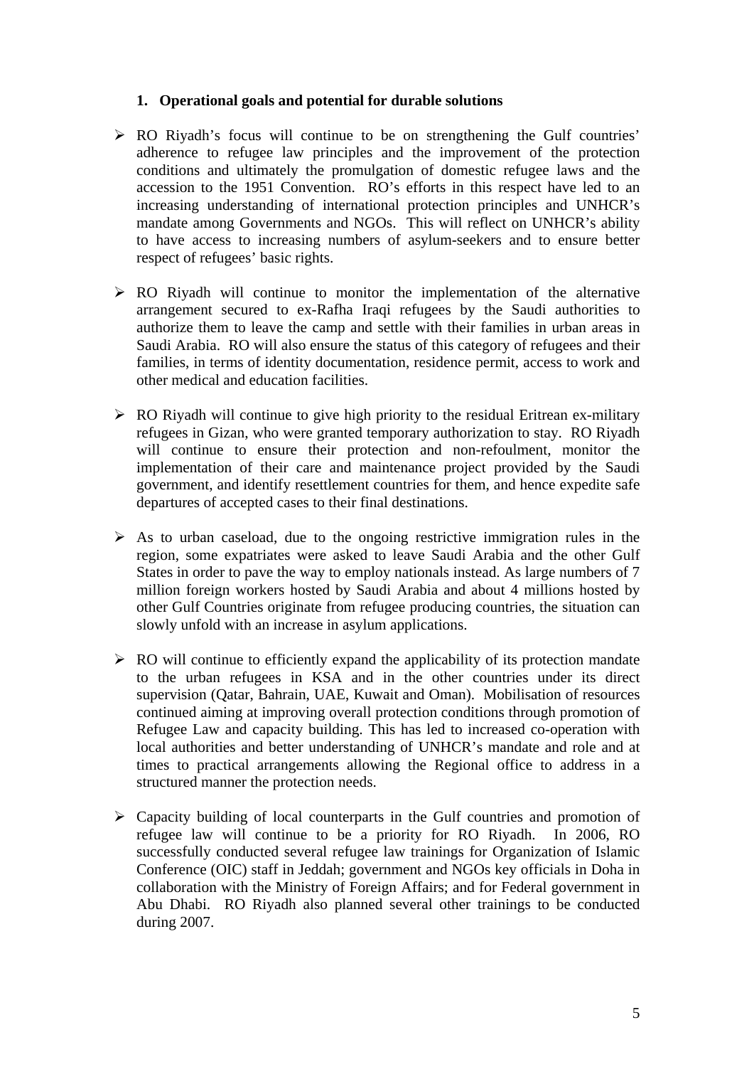1. **Operational goals and potential for durable solutions**

- RO Riyadh's focus will continue to be on strengthening the Gulf countries' adherence to refugee law principles and the improvement of the protection conditions and ultimately the promulgation of domestic refugee laws and the accession to the 1951 Convention. RO's efforts in this respect have led to an increasing understanding of international protection principles and UNHCR's mandate among Governments and NGOs. This will reflect on UNHCR's ability to have access to increasing numbers of asylum-seekers and to ensure better respect of refugees' basic rights.

- RO Riyadh will continue to monitor the implementation of the alternative arrangement secured to ex-Rafha Iraqi refugees by the Saudi authorities to authorize them to leave the camp and settle with their families in urban areas in Saudi Arabia. RO will also ensure the status of this category of refugees and their families, in terms of identity documentation, residence permit, access to work and other medical and education facilities.

- RO Riyadh will continue to give high priority to the residual Eritrean ex-military refugees in Gizan, who were granted temporary authorization to stay. RO Riyadh will continue to ensure their protection and non-refoulment, monitor the implementation of their care and maintenance project provided by the Saudi government, and identify resettlement countries for them, and hence expedite safe departures of accepted cases to their final destinations.

- As to urban caseload, due to the ongoing restrictive immigration rules in the region, some expatriates were asked to leave Saudi Arabia and the other Gulf States in order to pave the way to employ nationals instead. As large numbers of 7 million foreign workers hosted by Saudi Arabia and about 4 millions hosted by other Gulf Countries originate from refugee producing countries, the situation can slowly unfold with an increase in asylum applications.

- RO will continue to efficiently expand the applicability of its protection mandate to the urban refugees in KSA and in the other countries under its direct supervision (Qatar, Bahrain, UAE, Kuwait and Oman). Mobilisation of resources continued aiming at improving overall protection conditions through promotion of Refugee Law and capacity building. This has led to increased co-operation with local authorities and better understanding of UNHCR's mandate and role and at times to practical arrangements allowing the Regional office to address in a structured manner the protection needs.

- Capacity building of local counterparts in the Gulf countries and promotion of refugee law will continue to be a priority for RO Riyadh. In 2006, RO successfully conducted several refugee law trainings for Organization of Islamic Conference (OIC) staff in Jeddah; government and NGOs key officials in Doha in collaboration with the Ministry of Foreign Affairs; and for Federal government in Abu Dhabi. RO Riyadh also planned several other trainings to be conducted during 2007.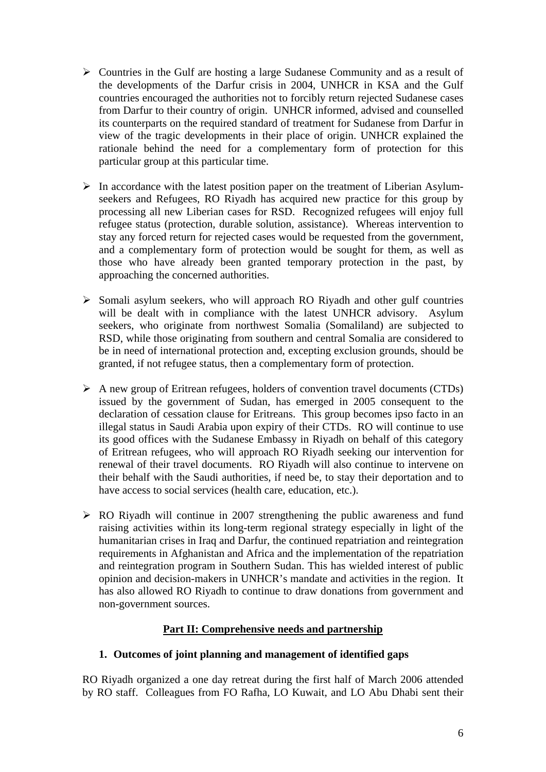- Countries in the Gulf are hosting a large Sudanese Community and as a result of the developments of the Darfur crisis in 2004, UNHCR in KSA and the Gulf countries encouraged the authorities not to forcibly return rejected Sudanese cases from Darfur to their country of origin. UNHCR informed, advised and counselled its counterparts on the required standard of treatment for Sudanese from Darfur in view of the tragic developments in their place of origin. UNHCR explained the rationale behind the need for a complementary form of protection for this particular group at this particular time.

- In accordance with the latest position paper on the treatment of Liberian Asylum-seekers and Refugees, RO Riyadh has acquired new practice for this group by processing all new Liberian cases for RSD. Recognized refugees will enjoy full refugee status (protection, durable solution, assistance). Whereas intervention to stay any forced return for rejected cases would be requested from the government, and a complementary form of protection would be sought for them, as well as those who have already been granted temporary protection in the past, by approaching the concerned authorities.

- Somali asylum seekers, who will approach RO Riyadh and other gulf countries will be dealt with in compliance with the latest UNHCR advisory. Asylum seekers, who originate from northwest Somalia (Somaliland) are subjected to RSD, while those originating from southern and central Somalia are considered to be in need of international protection and, excepting exclusion grounds, should be granted, if not refugee status, then a complementary form of protection.

- A new group of Eritrean refugees, holders of convention travel documents (CTDs) issued by the government of Sudan, has emerged in 2005 consequent to the declaration of cessation clause for Eritreans. This group becomes ipso facto in an illegal status in Saudi Arabia upon expiry of their CTDs. RO will continue to use its good offices with the Sudanese Embassy in Riyadh on behalf of this category of Eritrean refugees, who will approach RO Riyadh seeking our intervention for renewal of their travel documents. RO Riyadh will also continue to intervene on their behalf with the Saudi authorities, if need be, to stay their deportation and to have access to social services (health care, education, etc.).

- RO Riyadh will continue in 2007 strengthening the public awareness and fund raising activities within its long-term regional strategy especially in light of the humanitarian crises in Iraq and Darfur, the continued repatriation and reintegration requirements in Afghanistan and Africa and the implementation of the repatriation and reintegration program in Southern Sudan. This has wielded interest of public opinion and decision-makers in UNHCR's mandate and activities in the region. It has also allowed RO Riyadh to continue to draw donations from government and non-government sources.

## Part II: Comprehensive needs and partnership

### 1. Outcomes of joint planning and management of identified gaps

RO Riyadh organized a one day retreat during the first half of March 2006 attended by RO staff. Colleagues from FO Rafha, LO Kuwait, and LO Abu Dhabi sent their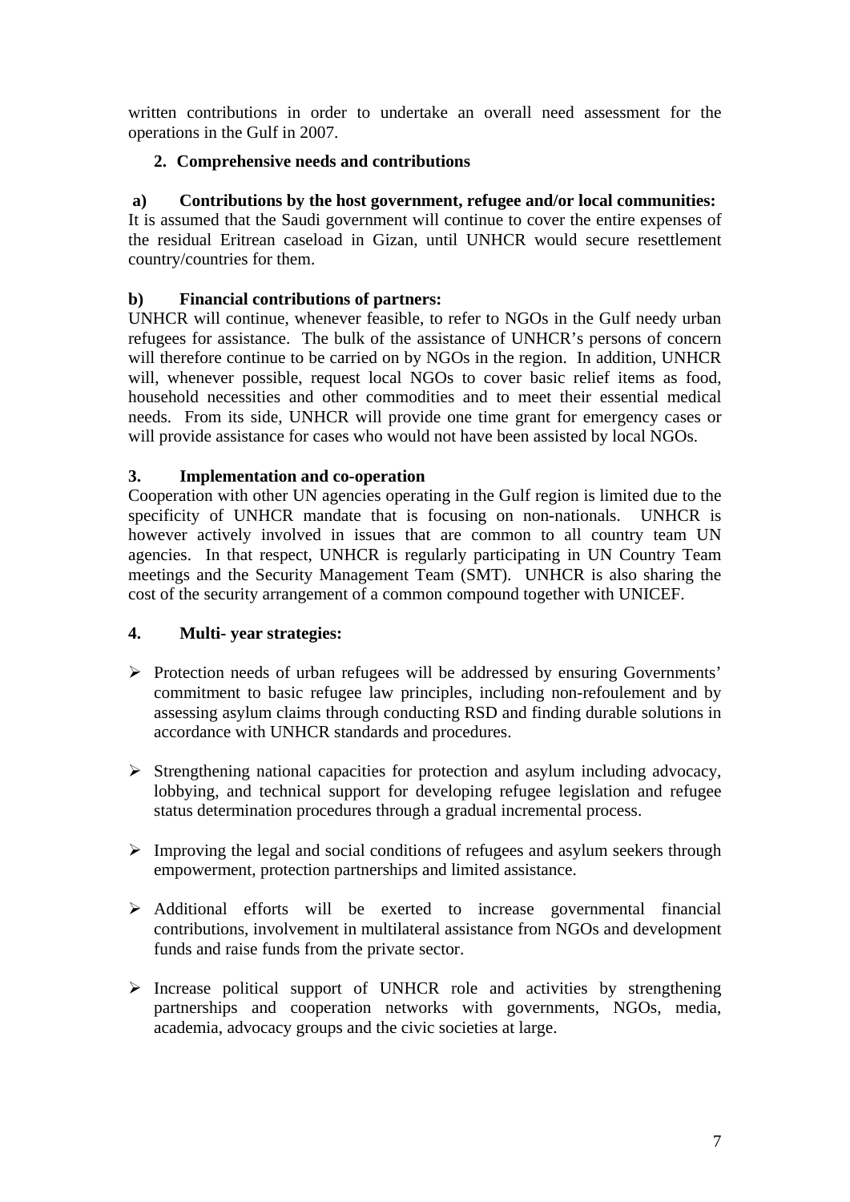written contributions in order to undertake an overall need assessment for the operations in the Gulf in 2007.

## 2. Comprehensive needs and contributions

### a) Contributions by the host government, refugee and/or local communities:

It is assumed that the Saudi government will continue to cover the entire expenses of the residual Eritrean caseload in Gizan, until UNHCR would secure resettlement country/countries for them.

### b) Financial contributions of partners:

UNHCR will continue, whenever feasible, to refer to NGOs in the Gulf needy urban refugees for assistance. The bulk of the assistance of UNHCR's persons of concern will therefore continue to be carried on by NGOs in the region. In addition, UNHCR will, whenever possible, request local NGOs to cover basic relief items as food, household necessities and other commodities and to meet their essential medical needs. From its side, UNHCR will provide one time grant for emergency cases or will provide assistance for cases who would not have been assisted by local NGOs.

## 3. Implementation and co-operation

Cooperation with other UN agencies operating in the Gulf region is limited due to the specificity of UNHCR mandate that is focusing on non-nationals. UNHCR is however actively involved in issues that are common to all country team UN agencies. In that respect, UNHCR is regularly participating in UN Country Team meetings and the Security Management Team (SMT). UNHCR is also sharing the cost of the security arrangement of a common compound together with UNICEF.

## 4. Multi- year strategies:

- Protection needs of urban refugees will be addressed by ensuring Governments' commitment to basic refugee law principles, including non-refoulement and by assessing asylum claims through conducting RSD and finding durable solutions in accordance with UNHCR standards and procedures.

- Strengthening national capacities for protection and asylum including advocacy, lobbying, and technical support for developing refugee legislation and refugee status determination procedures through a gradual incremental process.

- Improving the legal and social conditions of refugees and asylum seekers through empowerment, protection partnerships and limited assistance.

- Additional efforts will be exerted to increase governmental financial contributions, involvement in multilateral assistance from NGOs and development funds and raise funds from the private sector.

- Increase political support of UNHCR role and activities by strengthening partnerships and cooperation networks with governments, NGOs, media, academia, advocacy groups and the civic societies at large.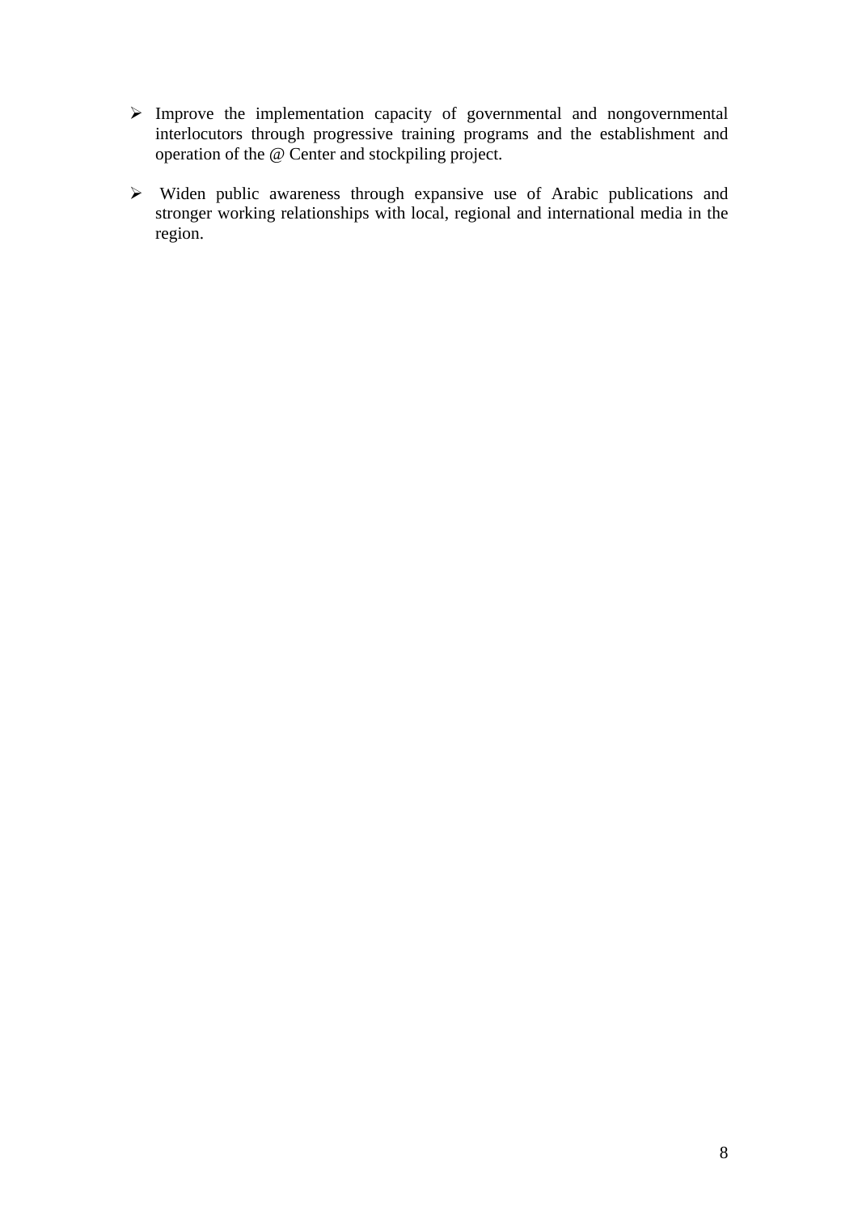- Improve the implementation capacity of governmental and nongovernmental interlocutors through progressive training programs and the establishment and operation of the @ Center and stockpiling project.

- Widen public awareness through expansive use of Arabic publications and stronger working relationships with local, regional and international media in the region.